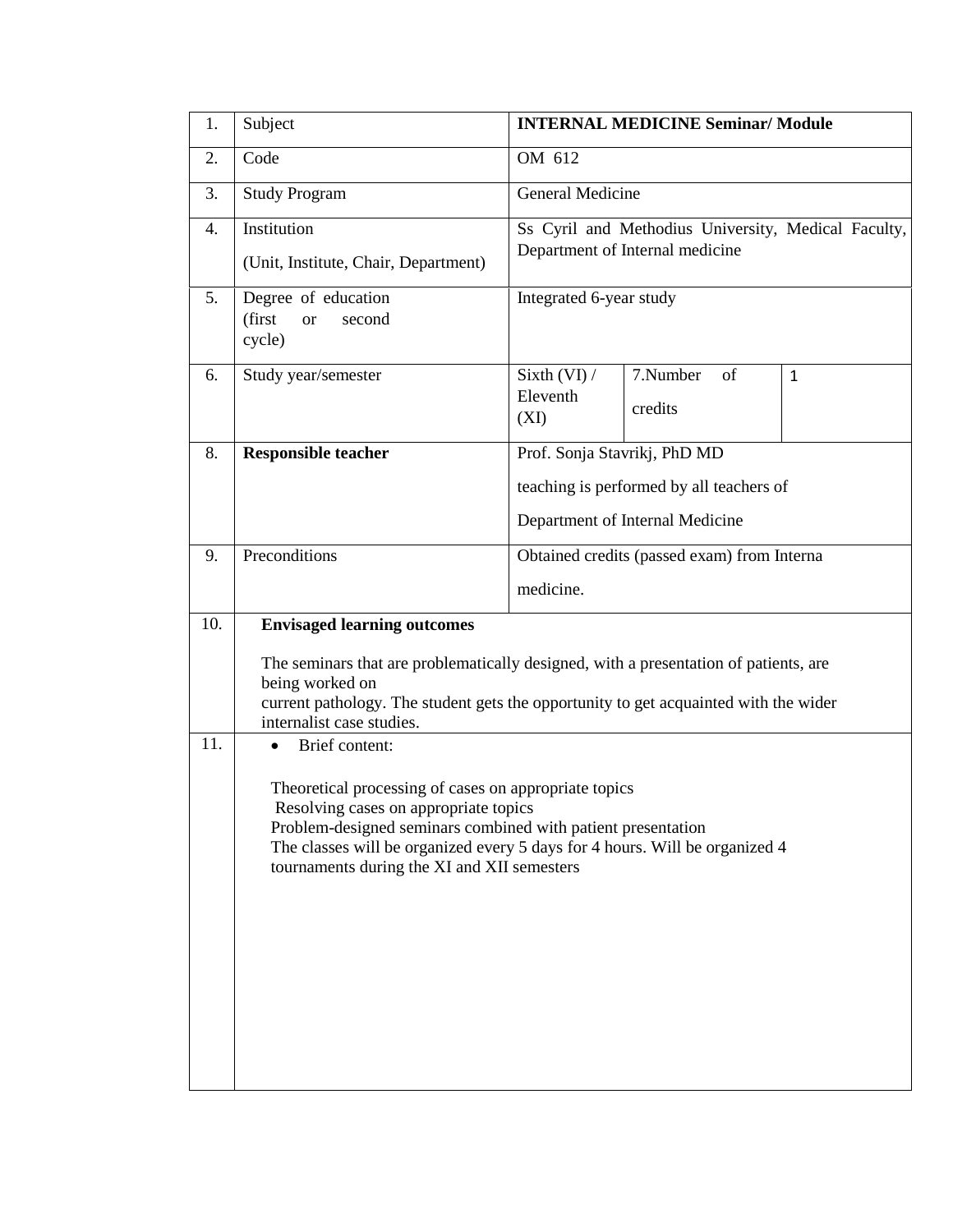| 1. | Subject | **INTERNAL MEDICINE Seminar/ Module** | | |
|---|---|---|---|---|
| 2. | Code | OM 612 | | |
| 3. | Study Program | General Medicine | | |
| 4. | Institution<br>(Unit, Institute, Chair, Department) | Ss Cyril and Methodius University, Medical Faculty, Department of Internal medicine | | |
| 5. | Degree of education (first or second cycle) | Integrated 6-year study | | |
| 6. | Study year/semester | Sixth (VI) / Eleventh (XI) | 7.Number of credits | 1 |
| 8. | **Responsible teacher** | Prof. Sonja Stavrikj, PhD MD<br>teaching is performed by all teachers of<br>Department of Internal Medicine | | |
| 9. | Preconditions | Obtained credits (passed exam) from Interna medicine. | | |
| 10. | **Envisaged learning outcomes**<br><br>The seminars that are problematically designed, with a presentation of patients, are being worked on current pathology. The student gets the opportunity to get acquainted with the wider internalist case studies. | | | |
| 11. | • Brief content:<br><br>Theoretical processing of cases on appropriate topics<br>Resolving cases on appropriate topics<br>Problem-designed seminars combined with patient presentation<br>The classes will be organized every 5 days for 4 hours. Will be organized 4 tournaments during the XI and XII semesters | | | |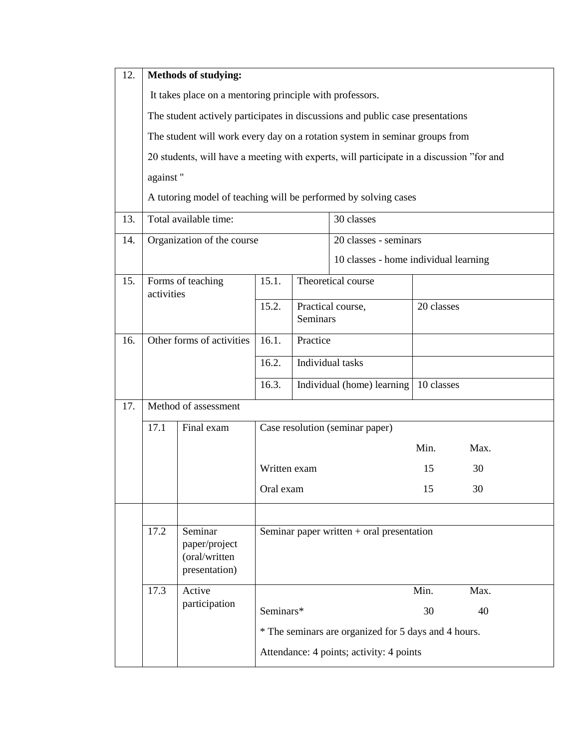| | | | | | |
|---|---|---|---|---|---|
| 12. | **Methods of studying:**<br>It takes place on a mentoring principle with professors.<br>The student actively participates in discussions and public case presentations<br>The student will work every day on a rotation system in seminar groups from<br>20 students, will have a meeting with experts, will participate in a discussion ”for and against "<br>A tutoring model of teaching will be performed by solving cases | | | | |
| 13. | Total available time: | | | 30 classes | |
| 14. | Organization of the course | | | 20 classes - seminars<br>10 classes - home individual learning | |
| 15. | Forms of teaching activities | 15.1. | Theoretical course | | |
| | | 15.2. | Practical course, Seminars | 20 classes | |
| 16. | Other forms of activities | 16.1. | Practice | | |
| | | 16.2. | Individual tasks | | |
| | | 16.3. | Individual (home) learning | 10 classes | |
| 17. | Method of assessment | | | | |

| | | | | | |
|---|---|---|---|---|---|
| 17.1 | Final exam | Case resolution (seminar paper) | | | |
| | | | | Min. | Max. |
| | | Written exam | | 15 | 30 |
| | | Oral exam | | 15 | 30 |
| | | | | | |
| 17.2 | Seminar paper/project (oral/written presentation) | Seminar paper written + oral presentation | | | |
| 17.3 | Active participation | | | Min. | Max. |
| | | Seminars* | | 30 | 40 |
| | | * The seminars are organized for 5 days and 4 hours. | | | |
| | | Attendance: 4 points; activity: 4 points | | | |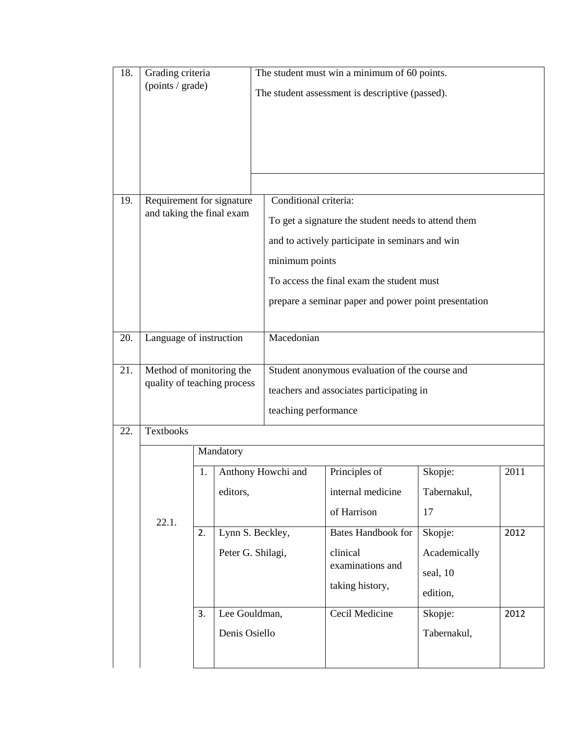| | | | | | |
|---|---|---|---|---|---|
| 18. | Grading criteria (points / grade) | The student must win a minimum of 60 points.<br>The student assessment is descriptive (passed). | | | |
| 19. | Requirement for signature and taking the final exam | Conditional criteria:<br>To get a signature the student needs to attend them and to actively participate in seminars and win minimum points<br>To access the final exam the student must prepare a seminar paper and power point presentation | | | |
| 20. | Language of instruction | Macedonian | | | |
| 21. | Method of monitoring the quality of teaching process | Student anonymous evaluation of the course and teachers and associates participating in teaching performance | | | |
| 22. | Textbooks | | | | |
| 22.1. | Mandatory | | | | |
| | 1. | Anthony Howchi and editors, | Principles of internal medicine of Harrison | Skopje: Tabernakul, 17 | 2011 |
| | 2. | Lynn S. Beckley, Peter G. Shilagi, | Bates Handbook for clinical examinations and taking history, | Skopje: Academically seal, 10 edition, | 2012 |
| | 3. | Lee Gouldman, Denis Osiello | Cecil Medicine | Skopje: Tabernakul, | 2012 |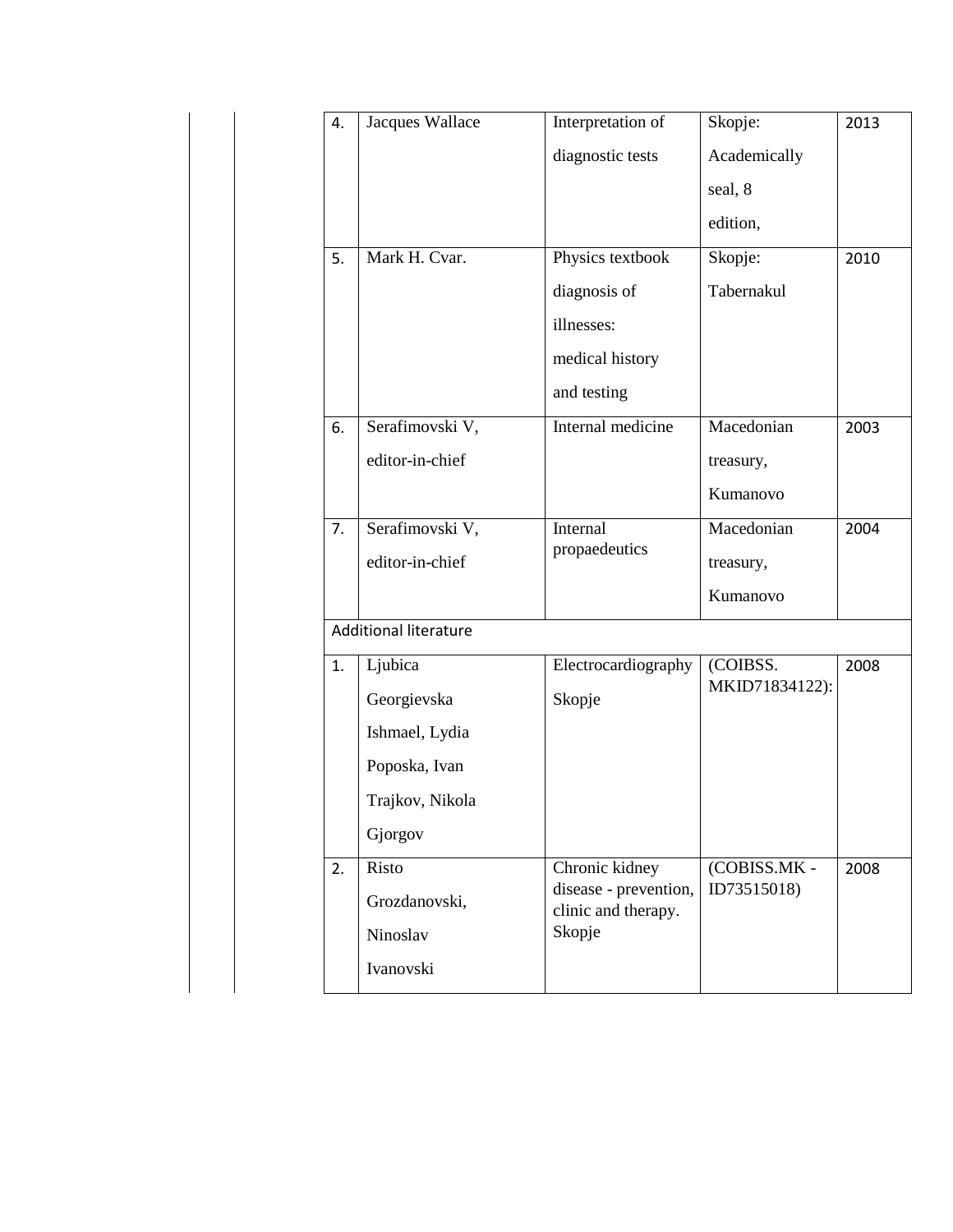| | | | | |
|---|---|---|---|---|
| 4. | Jacques Wallace | Interpretation of diagnostic tests | Skopje: Academically seal, 8 edition, | 2013 |
| 5. | Mark H. Cvar. | Physics textbook diagnosis of illnesses: medical history and testing | Skopje: Tabernakul | 2010 |
| 6. | Serafimovski V, editor-in-chief | Internal medicine | Macedonian treasury, Kumanovo | 2003 |
| 7. | Serafimovski V, editor-in-chief | Internal propaedeutics | Macedonian treasury, Kumanovo | 2004 |
| Additional literature | | | | |
| 1. | Ljubica Georgievska Ishmael, Lydia Poposka, Ivan Trajkov, Nikola Gjorgov | Electrocardiography Skopje | (COIBSS. MKID71834122): | 2008 |
| 2. | Risto Grozdanovski, Ninoslav Ivanovski | Chronic kidney disease - prevention, clinic and therapy. Skopje | (COBISS.MK - ID73515018) | 2008 |